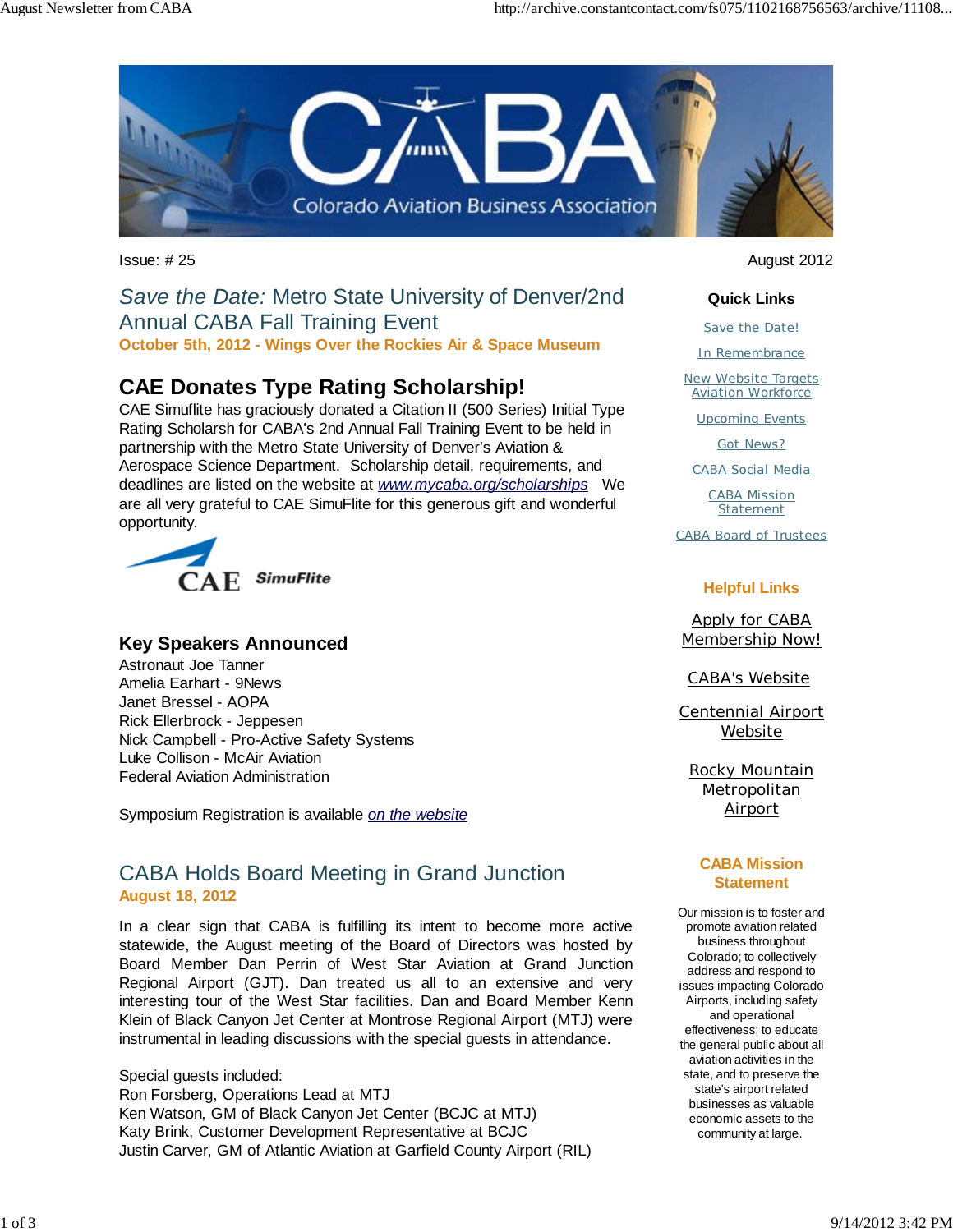Issue: # 25

August 2012

## *Save the Date:* Metro State University of Denver/2nd Annual CABA Fall Training Event

**October 5th, 2012 - Wings Over the Rockies Air & Space Museum**

## CAE Donates Type Rating Scholarship!

CAE Simuflite has graciously donated a Citation II (500 Series) Initial Type Rating Scholarsh for CABA's 2nd Annual Fall Training Event to be held in partnership with the Metro State University of Denver's Aviation & Aerospace Science Department. Scholarship detail, requirements, and deadlines are listed on the website at *www.mycaba.org/scholarships* We are all very grateful to CAE SimuFlite for this generous gift and wonderful opportunity.

### Key Speakers Announced

Astronaut Joe Tanner
Amelia Earhart - 9News
Janet Bressel - AOPA
Rick Ellerbrock - Jeppesen
Nick Campbell - Pro-Active Safety Systems
Luke Collison - McAir Aviation
Federal Aviation Administration

Symposium Registration is available *on the website*

## CABA Holds Board Meeting in Grand Junction

**August 18, 2012**

In a clear sign that CABA is fulfilling its intent to become more active statewide, the August meeting of the Board of Directors was hosted by Board Member Dan Perrin of West Star Aviation at Grand Junction Regional Airport (GJT). Dan treated us all to an extensive and very interesting tour of the West Star facilities. Dan and Board Member Kenn Klein of Black Canyon Jet Center at Montrose Regional Airport (MTJ) were instrumental in leading discussions with the special guests in attendance.

Special guests included:
Ron Forsberg, Operations Lead at MTJ
Ken Watson, GM of Black Canyon Jet Center (BCJC at MTJ)
Katy Brink, Customer Development Representative at BCJC
Justin Carver, GM of Atlantic Aviation at Garfield County Airport (RIL)

### Quick Links

Save the Date!
In Remembrance
New Website Targets Aviation Workforce
Upcoming Events
Got News?
CABA Social Media
CABA Mission Statement
CABA Board of Trustees

### Helpful Links

Apply for CABA Membership Now!
CABA's Website
Centennial Airport Website
Rocky Mountain Metropolitan Airport

### CABA Mission Statement

Our mission is to foster and promote aviation related business throughout Colorado; to collectively address and respond to issues impacting Colorado Airports, including safety and operational effectiveness; to educate the general public about all aviation activities in the state, and to preserve the state's airport related businesses as valuable economic assets to the community at large.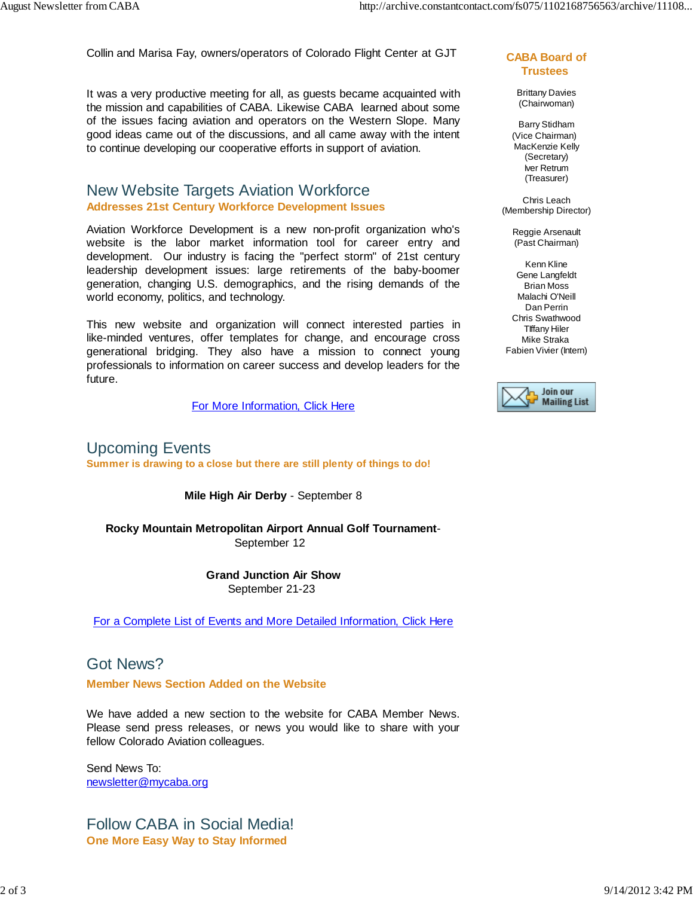Collin and Marisa Fay, owners/operators of Colorado Flight Center at GJT

It was a very productive meeting for all, as guests became acquainted with the mission and capabilities of CABA. Likewise CABA learned about some of the issues facing aviation and operators on the Western Slope. Many good ideas came out of the discussions, and all came away with the intent to continue developing our cooperative efforts in support of aviation.

## New Website Targets Aviation Workforce

**Addresses 21st Century Workforce Development Issues**

Aviation Workforce Development is a new non-profit organization who's website is the labor market information tool for career entry and development. Our industry is facing the "perfect storm" of 21st century leadership development issues: large retirements of the baby-boomer generation, changing U.S. demographics, and the rising demands of the world economy, politics, and technology.

This new website and organization will connect interested parties in like-minded ventures, offer templates for change, and encourage cross generational bridging. They also have a mission to connect young professionals to information on career success and develop leaders for the future.

For More Information, Click Here

## Upcoming Events

**Summer is drawing to a close but there are still plenty of things to do!**

**Mile High Air Derby** - September 8

**Rocky Mountain Metropolitan Airport Annual Golf Tournament**- September 12

**Grand Junction Air Show**
September 21-23

For a Complete List of Events and More Detailed Information, Click Here

## Got News?

**Member News Section Added on the Website**

We have added a new section to the website for CABA Member News. Please send press releases, or news you would like to share with your fellow Colorado Aviation colleagues.

Send News To:
newsletter@mycaba.org

## Follow CABA in Social Media!

**One More Easy Way to Stay Informed**

### CABA Board of Trustees

Brittany Davies
(Chairwoman)

Barry Stidham
(Vice Chairman)
MacKenzie Kelly
(Secretary)
Iver Retrum
(Treasurer)

Chris Leach
(Membership Director)

Reggie Arsenault
(Past Chairman)

Kenn Kline
Gene Langfeldt
Brian Moss
Malachi O'Neill
Dan Perrin
Chris Swathwood
Tiffany Hiler
Mike Straka
Fabien Vivier (Intern)

Join our Mailing List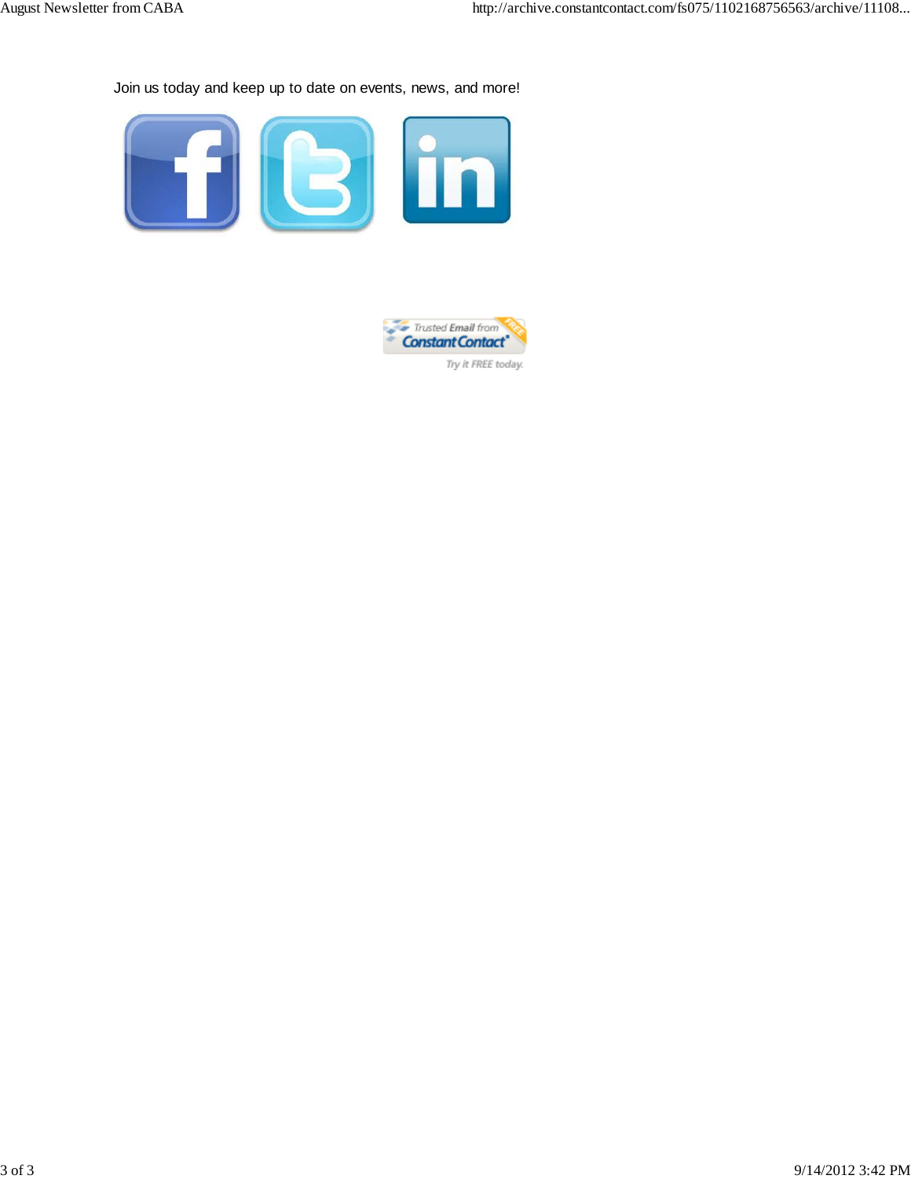Join us today and keep up to date on events, news, and more!